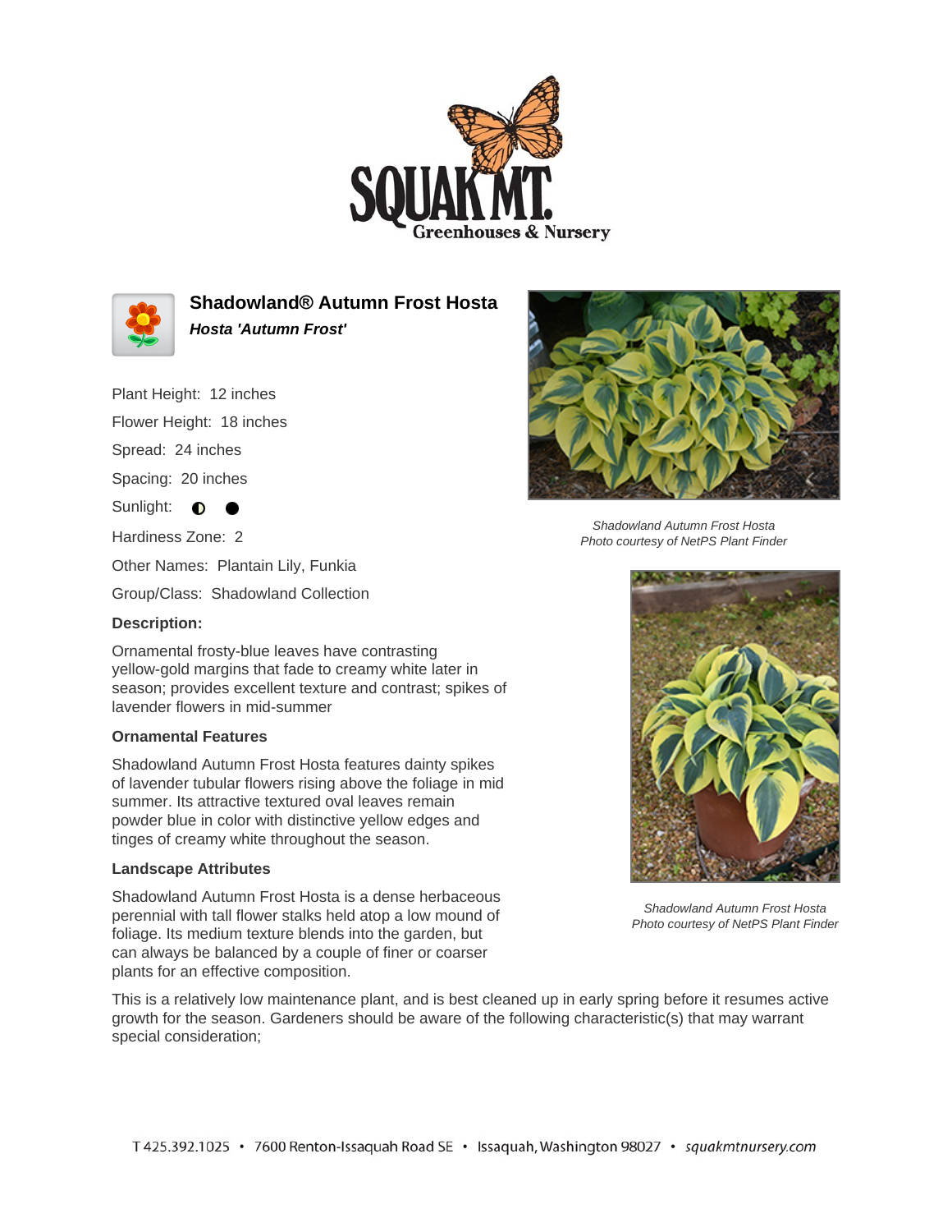# Shadowland® Autumn Frost Hosta

***Hosta 'Autumn Frost'***

Plant Height: 12 inches

Flower Height: 18 inches

Spread: 24 inches

Spacing: 20 inches

Sunlight: ◐ ●

Hardiness Zone: 2

Other Names: Plantain Lily, Funkia

Group/Class: Shadowland Collection

### Description:

Ornamental frosty-blue leaves have contrasting yellow-gold margins that fade to creamy white later in season; provides excellent texture and contrast; spikes of lavender flowers in mid-summer

### Ornamental Features

Shadowland Autumn Frost Hosta features dainty spikes of lavender tubular flowers rising above the foliage in mid summer. Its attractive textured oval leaves remain powder blue in color with distinctive yellow edges and tinges of creamy white throughout the season.

*Shadowland Autumn Frost Hosta*
*Photo courtesy of NetPS Plant Finder*

### Landscape Attributes

Shadowland Autumn Frost Hosta is a dense herbaceous perennial with tall flower stalks held atop a low mound of foliage. Its medium texture blends into the garden, but can always be balanced by a couple of finer or coarser plants for an effective composition.

*Shadowland Autumn Frost Hosta*
*Photo courtesy of NetPS Plant Finder*

This is a relatively low maintenance plant, and is best cleaned up in early spring before it resumes active growth for the season. Gardeners should be aware of the following characteristic(s) that may warrant special consideration;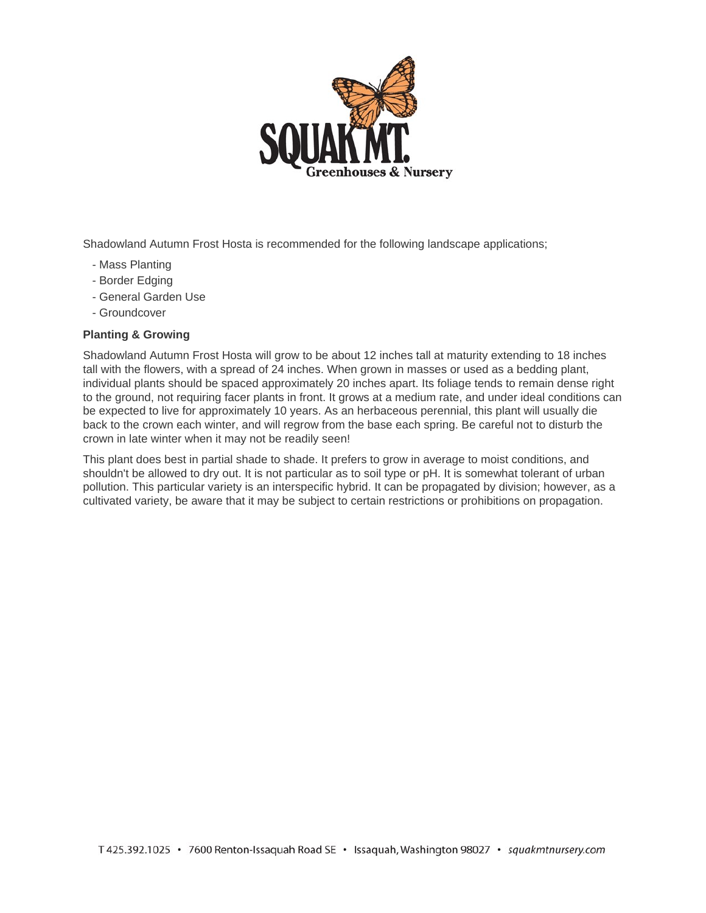Shadowland Autumn Frost Hosta is recommended for the following landscape applications;

- Mass Planting
- Border Edging
- General Garden Use
- Groundcover

**Planting & Growing**

Shadowland Autumn Frost Hosta will grow to be about 12 inches tall at maturity extending to 18 inches tall with the flowers, with a spread of 24 inches. When grown in masses or used as a bedding plant, individual plants should be spaced approximately 20 inches apart. Its foliage tends to remain dense right to the ground, not requiring facer plants in front. It grows at a medium rate, and under ideal conditions can be expected to live for approximately 10 years. As an herbaceous perennial, this plant will usually die back to the crown each winter, and will regrow from the base each spring. Be careful not to disturb the crown in late winter when it may not be readily seen!

This plant does best in partial shade to shade. It prefers to grow in average to moist conditions, and shouldn't be allowed to dry out. It is not particular as to soil type or pH. It is somewhat tolerant of urban pollution. This particular variety is an interspecific hybrid. It can be propagated by division; however, as a cultivated variety, be aware that it may be subject to certain restrictions or prohibitions on propagation.